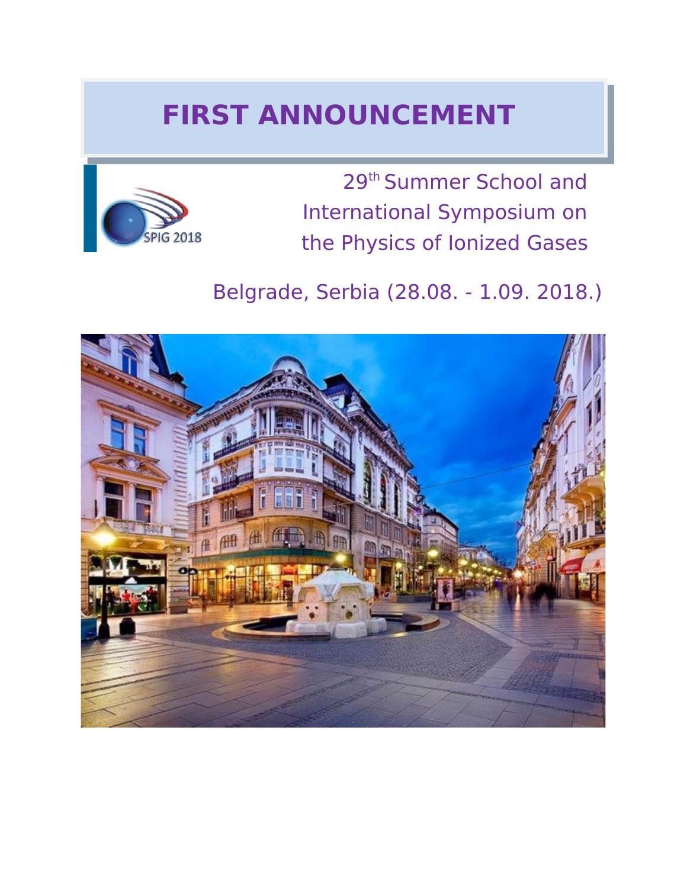# FIRST ANNOUNCEMENT

29[th] Summer School and International Symposium on the Physics of Ionized Gases

Belgrade, Serbia (28.08. - 1.09. 2018.)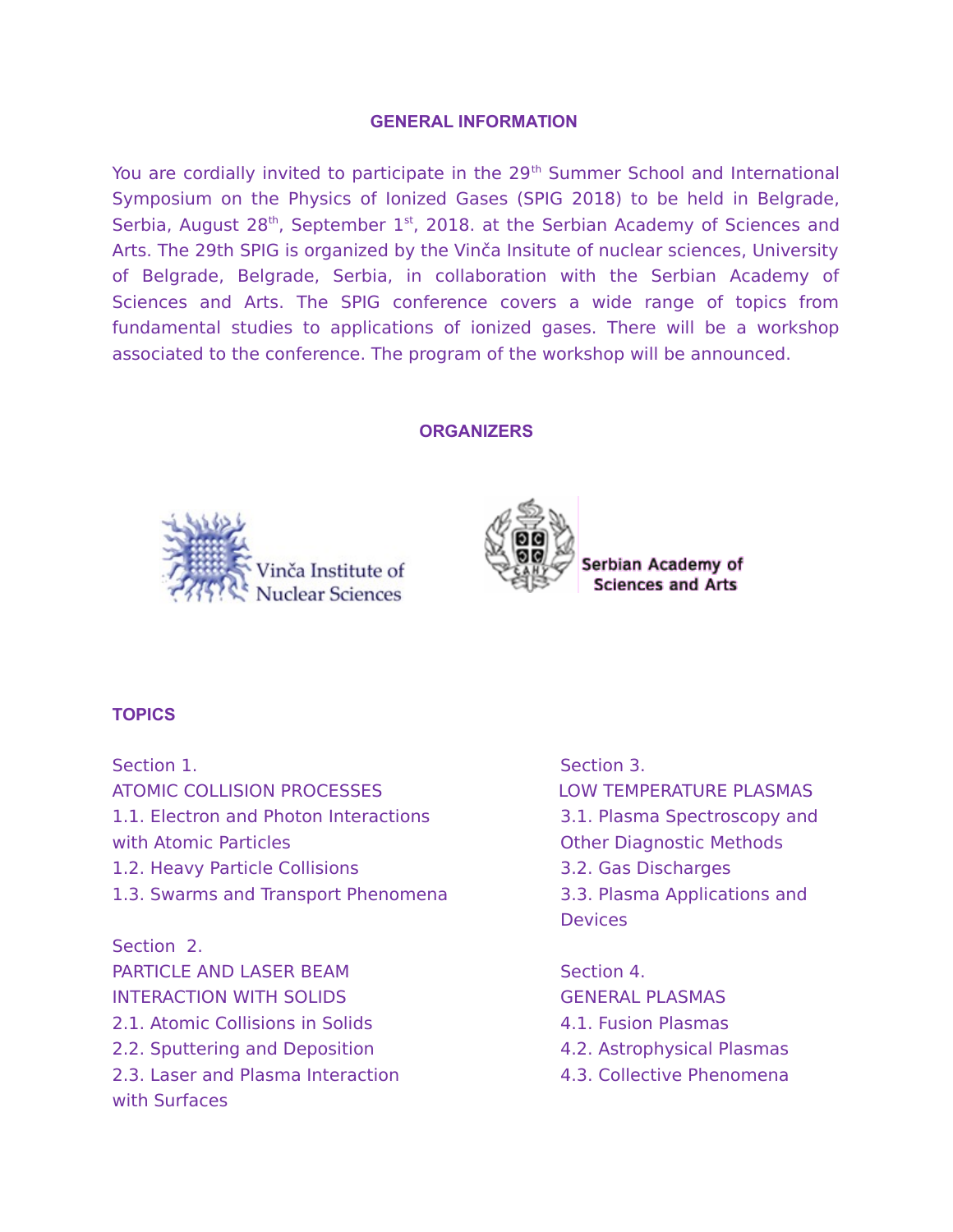## GENERAL INFORMATION

You are cordially invited to participate in the 29th Summer School and International Symposium on the Physics of Ionized Gases (SPIG 2018) to be held in Belgrade, Serbia, August 28th, September 1st, 2018. at the Serbian Academy of Sciences and Arts. The 29th SPIG is organized by the Vinča Insitute of nuclear sciences, University of Belgrade, Belgrade, Serbia, in collaboration with the Serbian Academy of Sciences and Arts. The SPIG conference covers a wide range of topics from fundamental studies to applications of ionized gases. There will be a workshop associated to the conference. The program of the workshop will be announced.

## ORGANIZERS

Vinča Institute of Nuclear Sciences

Serbian Academy of Sciences and Arts

## TOPICS

Section 1.
ATOMIC COLLISION PROCESSES
1.1. Electron and Photon Interactions with Atomic Particles
1.2. Heavy Particle Collisions
1.3. Swarms and Transport Phenomena

Section 2.
PARTICLE AND LASER BEAM INTERACTION WITH SOLIDS
2.1. Atomic Collisions in Solids
2.2. Sputtering and Deposition
2.3. Laser and Plasma Interaction with Surfaces

Section 3.
LOW TEMPERATURE PLASMAS
3.1. Plasma Spectroscopy and Other Diagnostic Methods
3.2. Gas Discharges
3.3. Plasma Applications and Devices

Section 4.
GENERAL PLASMAS
4.1. Fusion Plasmas
4.2. Astrophysical Plasmas
4.3. Collective Phenomena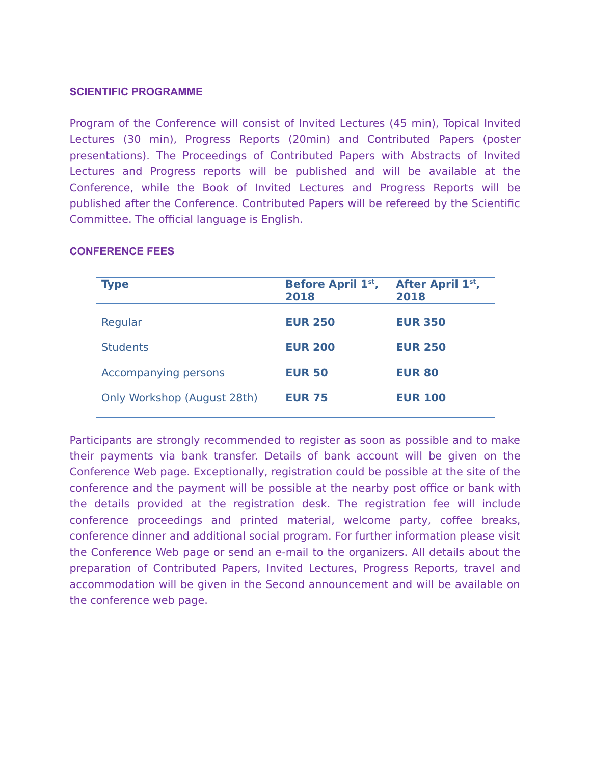## SCIENTIFIC PROGRAMME

Program of the Conference will consist of Invited Lectures (45 min), Topical Invited Lectures (30 min), Progress Reports (20min) and Contributed Papers (poster presentations). The Proceedings of Contributed Papers with Abstracts of Invited Lectures and Progress reports will be published and will be available at the Conference, while the Book of Invited Lectures and Progress Reports will be published after the Conference. Contributed Papers will be refereed by the Scientific Committee. The official language is English.

## CONFERENCE FEES

| Type | Before April 1st, 2018 | After April 1st, 2018 |
|---|---|---|
| Regular | **EUR 250** | **EUR 350** |
| Students | **EUR 200** | **EUR 250** |
| Accompanying persons | **EUR 50** | **EUR 80** |
| Only Workshop (August 28th) | **EUR 75** | **EUR 100** |

Participants are strongly recommended to register as soon as possible and to make their payments via bank transfer. Details of bank account will be given on the Conference Web page. Exceptionally, registration could be possible at the site of the conference and the payment will be possible at the nearby post office or bank with the details provided at the registration desk. The registration fee will include conference proceedings and printed material, welcome party, coffee breaks, conference dinner and additional social program. For further information please visit the Conference Web page or send an e-mail to the organizers. All details about the preparation of Contributed Papers, Invited Lectures, Progress Reports, travel and accommodation will be given in the Second announcement and will be available on the conference web page.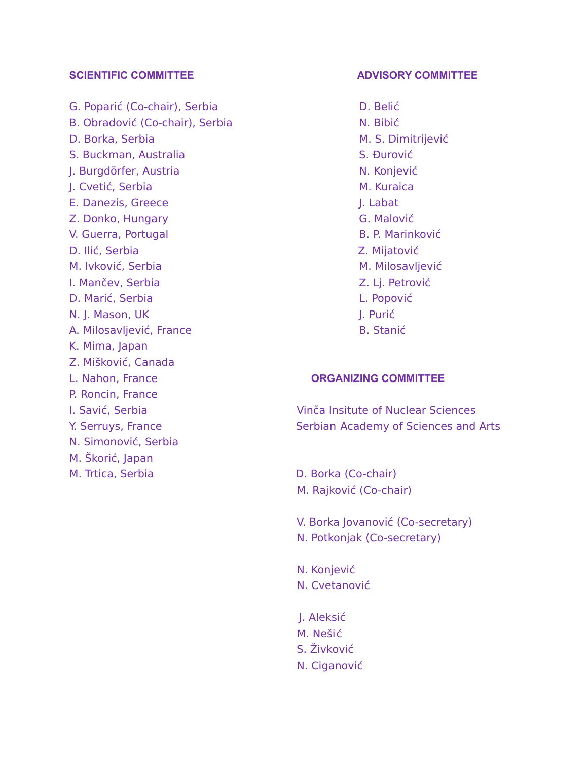## SCIENTIFIC COMMITTEE

G. Poparić (Co-chair), Serbia
B. Obradović (Co-chair), Serbia
D. Borka, Serbia
S. Buckman, Australia
J. Burgdörfer, Austria
J. Cvetić, Serbia
E. Danezis, Greece
Z. Donko, Hungary
V. Guerra, Portugal
D. Ilić, Serbia
M. Ivković, Serbia
I. Mančev, Serbia
D. Marić, Serbia
N. J. Mason, UK
A. Milosavljević, France
K. Mima, Japan
Z. Mišković, Canada
L. Nahon, France
P. Roncin, France
I. Savić, Serbia
Y. Serruys, France
N. Simonović, Serbia
M. Škorić, Japan
M. Trtica, Serbia

## ADVISORY COMMITTEE

D. Belić
N. Bibić
M. S. Dimitrijević
S. Đurović
N. Konjević
M. Kuraica
J. Labat
G. Malović
B. P. Marinković
Z. Mijatović
M. Milosavljević
Z. Lj. Petrović
L. Popović
J. Purić
B. Stanić

## ORGANIZING COMMITTEE

Vinča Insitute of Nuclear Sciences
Serbian Academy of Sciences and Arts

D. Borka (Co-chair)
M. Rajković (Co-chair)

V. Borka Jovanović (Co-secretary)
N. Potkonjak (Co-secretary)

N. Konjević
N. Cvetanović

J. Aleksić
M. Nešić
S. Živković
N. Ciganović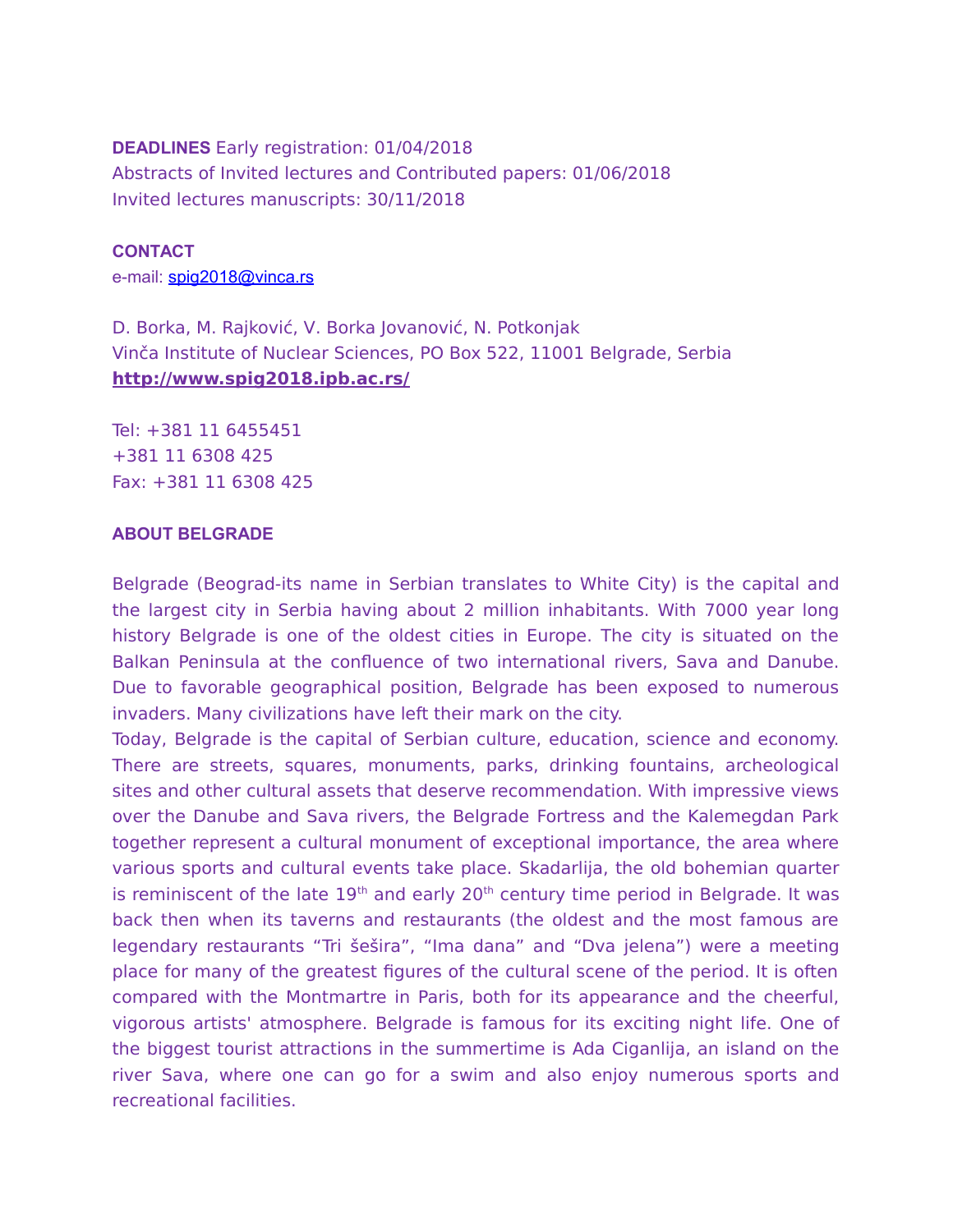**DEADLINES** Early registration: 01/04/2018

Abstracts of Invited lectures and Contributed papers: 01/06/2018

Invited lectures manuscripts: 30/11/2018

**CONTACT**

e-mail: spig2018@vinca.rs

D. Borka, M. Rajković, V. Borka Jovanović, N. Potkonjak

Vinča Institute of Nuclear Sciences, PO Box 522, 11001 Belgrade, Serbia

**http://www.spig2018.ipb.ac.rs/**

Tel: +381 11 6455451

+381 11 6308 425

Fax: +381 11 6308 425

**ABOUT BELGRADE**

Belgrade (Beograd-its name in Serbian translates to White City) is the capital and the largest city in Serbia having about 2 million inhabitants. With 7000 year long history Belgrade is one of the oldest cities in Europe. The city is situated on the Balkan Peninsula at the confluence of two international rivers, Sava and Danube. Due to favorable geographical position, Belgrade has been exposed to numerous invaders. Many civilizations have left their mark on the city.

Today, Belgrade is the capital of Serbian culture, education, science and economy. There are streets, squares, monuments, parks, drinking fountains, archeological sites and other cultural assets that deserve recommendation. With impressive views over the Danube and Sava rivers, the Belgrade Fortress and the Kalemegdan Park together represent a cultural monument of exceptional importance, the area where various sports and cultural events take place. Skadarlija, the old bohemian quarter is reminiscent of the late 19th and early 20th century time period in Belgrade. It was back then when its taverns and restaurants (the oldest and the most famous are legendary restaurants “Tri šešira”, “Ima dana” and “Dva jelena”) were a meeting place for many of the greatest figures of the cultural scene of the period. It is often compared with the Montmartre in Paris, both for its appearance and the cheerful, vigorous artists' atmosphere. Belgrade is famous for its exciting night life. One of the biggest tourist attractions in the summertime is Ada Ciganlija, an island on the river Sava, where one can go for a swim and also enjoy numerous sports and recreational facilities.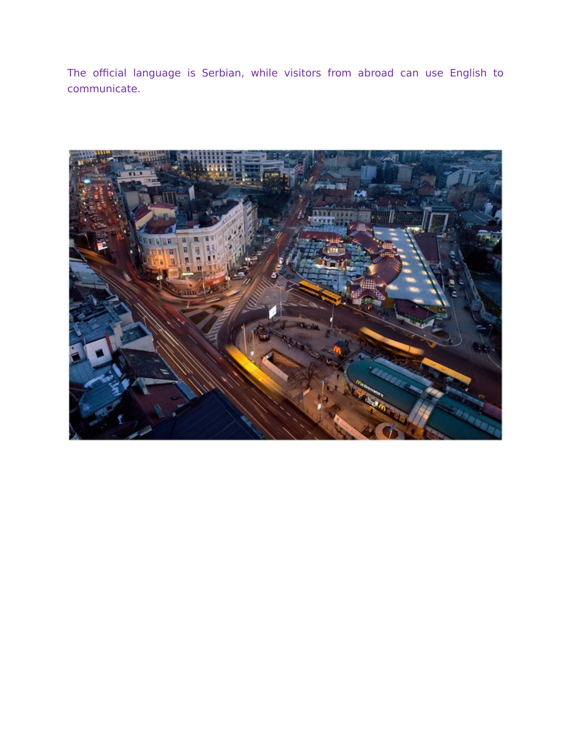The official language is Serbian, while visitors from abroad can use English to communicate.